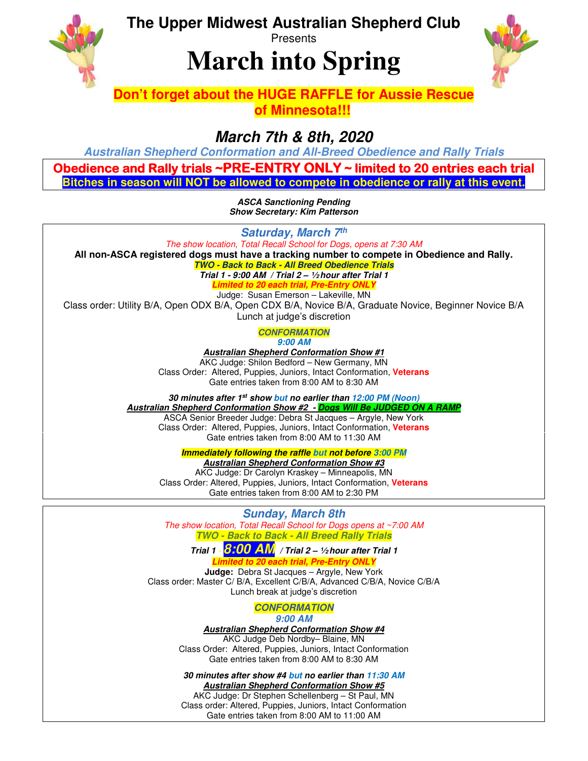# The Upper Midwest Australian Shepherd Club

Presents

# March into Spring

**Don't forget about the HUGE RAFFLE for Aussie Rescue of Minnesota!!!**

## *March 7th & 8th, 2020*

***Australian Shepherd Conformation and All-Breed Obedience and Rally Trials***

**Obedience and Rally trials ~PRE-ENTRY ONLY ~ limited to 20 entries each trial**

**Bitches in season will NOT be allowed to compete in obedience or rally at this event.**

***ASCA Sanctioning Pending***
***Show Secretary: Kim Patterson***

---

### *Saturday, March 7th*

*The show location, Total Recall School for Dogs, opens at 7:30 AM*

**All non-ASCA registered dogs must have a tracking number to compete in Obedience and Rally.**

***TWO - Back to Back - All Breed Obedience Trials***

***Trial 1 - 9:00 AM / Trial 2 – ½ hour after Trial 1***

***Limited to 20 each trial, Pre-Entry ONLY***

Judge: Susan Emerson – Lakeville, MN

Class order: Utility B/A, Open ODX B/A, Open CDX B/A, Novice B/A, Graduate Novice, Beginner Novice B/A

Lunch at judge's discretion

***CONFORMATION***

***9:00 AM***

***Australian Shepherd Conformation Show #1***

AKC Judge: Shilon Bedford – New Germany, MN

Class Order: Altered, Puppies, Juniors, Intact Conformation, **Veterans**

Gate entries taken from 8:00 AM to 8:30 AM

***30 minutes after 1st show but no earlier than 12:00 PM (Noon)***

***Australian Shepherd Conformation Show #2 - Dogs Will Be JUDGED ON A RAMP***

ASCA Senior Breeder Judge: Debra St Jacques – Argyle, New York

Class Order: Altered, Puppies, Juniors, Intact Conformation, **Veterans**

Gate entries taken from 8:00 AM to 11:30 AM

***Immediately following the raffle but not before 3:00 PM***

***Australian Shepherd Conformation Show #3***

AKC Judge: Dr Carolyn Kraskey – Minneapolis, MN

Class Order: Altered, Puppies, Juniors, Intact Conformation, **Veterans**

Gate entries taken from 8:00 AM to 2:30 PM

---

### *Sunday, March 8th*

*The show location, Total Recall School for Dogs opens at ~7:00 AM*

***TWO - Back to Back - All Breed Rally Trials***

***Trial 1 - 8:00 AM / Trial 2 – ½ hour after Trial 1***

***Limited to 20 each trial, Pre-Entry ONLY***

**Judge:** Debra St Jacques – Argyle, New York

Class order: Master C/ B/A, Excellent C/B/A, Advanced C/B/A, Novice C/B/A

Lunch break at judge's discretion

***CONFORMATION***

***9:00 AM***

***Australian Shepherd Conformation Show #4***

AKC Judge Deb Nordby– Blaine, MN

Class Order: Altered, Puppies, Juniors, Intact Conformation

Gate entries taken from 8:00 AM to 8:30 AM

***30 minutes after show #4 but no earlier than 11:30 AM***

***Australian Shepherd Conformation Show #5***

AKC Judge: Dr Stephen Schellenberg – St Paul, MN

Class order: Altered, Puppies, Juniors, Intact Conformation

Gate entries taken from 8:00 AM to 11:00 AM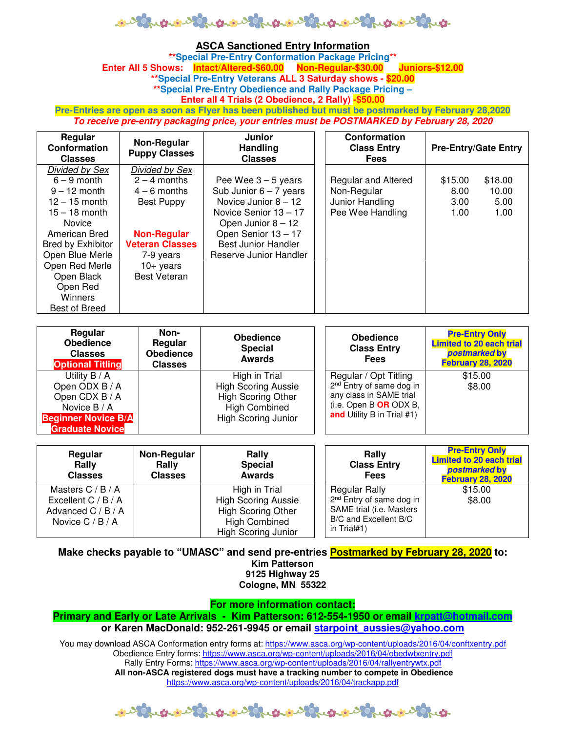## ASCA Sanctioned Entry Information

**\*\*Special Pre-Entry Conformation Package Pricing\*\***

**Enter All 5 Shows: Intact/Altered-$60.00 Non-Regular-$30.00 Juniors-$12.00**

**\*\*Special Pre-Entry Veterans ALL 3 Saturday shows - $20.00**

**\*\*Special Pre-Entry Obedience and Rally Package Pricing –**

**Enter all 4 Trials (2 Obedience, 2 Rally) -$50.00**

**Pre-Entries are open as soon as Flyer has been published but must be postmarked by February 28,2020**

***To receive pre-entry packaging price, your entries must be POSTMARKED by February 28, 2020***

| Regular Conformation Classes | Non-Regular Puppy Classes | Junior Handling Classes |
|---|---|---|
| *Divided by Sex* | *Divided by Sex* | |
| 6 – 9 month | 2 – 4 months | Pee Wee 3 – 5 years |
| 9 – 12 month | 4 – 6 months | Sub Junior 6 – 7 years |
| 12 – 15 month | Best Puppy | Novice Junior 8 – 12 |
| 15 – 18 month | | Novice Senior 13 – 17 |
| Novice | | Open Junior 8 – 12 |
| American Bred | **Non-Regular** | Open Senior 13 – 17 |
| Bred by Exhibitor | **Veteran Classes** | Best Junior Handler |
| Open Blue Merle | 7-9 years | Reserve Junior Handler |
| Open Red Merle | 10+ years | |
| Open Black | Best Veteran | |
| Open Red | | |
| Winners | | |
| Best of Breed | | |

| Conformation Class Entry Fees | Pre-Entry | Gate Entry |
|---|---|---|
| Regular and Altered | $15.00 | $18.00 |
| Non-Regular | 8.00 | 10.00 |
| Junior Handling | 3.00 | 5.00 |
| Pee Wee Handling | 1.00 | 1.00 |

| Regular Obedience Classes **Optional Titling** | Non-Regular Obedience Classes | Obedience Special Awards |
|---|---|---|
| Utility B / A | | High in Trial |
| Open ODX B / A | | High Scoring Aussie |
| Open CDX B / A | | High Scoring Other |
| Novice B / A | | High Combined |
| **Beginner Novice B/A** | | High Scoring Junior |
| **Graduate Novice** | | |

| Obedience Class Entry Fees | **Pre-Entry Only Limited to 20 each trial *postmarked* by February 28, 2020** |
|---|---|
| Regular / Opt Titling | $15.00 |
| 2nd Entry of same dog in any class in SAME trial (i.e. Open B **OR** ODX B, **and** Utility B in Trial #1) | $8.00 |

| Regular Rally Classes | Non-Regular Rally Classes | Rally Special Awards |
|---|---|---|
| Masters C / B / A | | High in Trial |
| Excellent C / B / A | | High Scoring Aussie |
| Advanced C / B / A | | High Scoring Other |
| Novice C / B / A | | High Combined |
| | | High Scoring Junior |

| Rally Class Entry Fees | **Pre-Entry Only Limited to 20 each trial *postmarked* by February 28, 2020** |
|---|---|
| Regular Rally | $15.00 |
| 2nd Entry of same dog in SAME trial (i.e. Masters B/C and Excellent B/C in Trial#1) | $8.00 |

**Make checks payable to "UMASC" and send pre-entries Postmarked by February 28, 2020 to:**

**Kim Patterson**
**9125 Highway 25**
**Cologne, MN 55322**

**For more information contact:**

**Primary and Early or Late Arrivals - Kim Patterson: 612-554-1950 or email krpatt@hotmail.com**

**or Karen MacDonald: 952-261-9945 or email starpoint_aussies@yahoo.com**

You may download ASCA Conformation entry forms at: https://www.asca.org/wp-content/uploads/2016/04/conftxentry.pdf

Obedience Entry forms: https://www.asca.org/wp-content/uploads/2016/04/obedwtxentry.pdf

Rally Entry Forms: https://www.asca.org/wp-content/uploads/2016/04/rallyentrywtx.pdf

**All non-ASCA registered dogs must have a tracking number to compete in Obedience**

https://www.asca.org/wp-content/uploads/2016/04/trackapp.pdf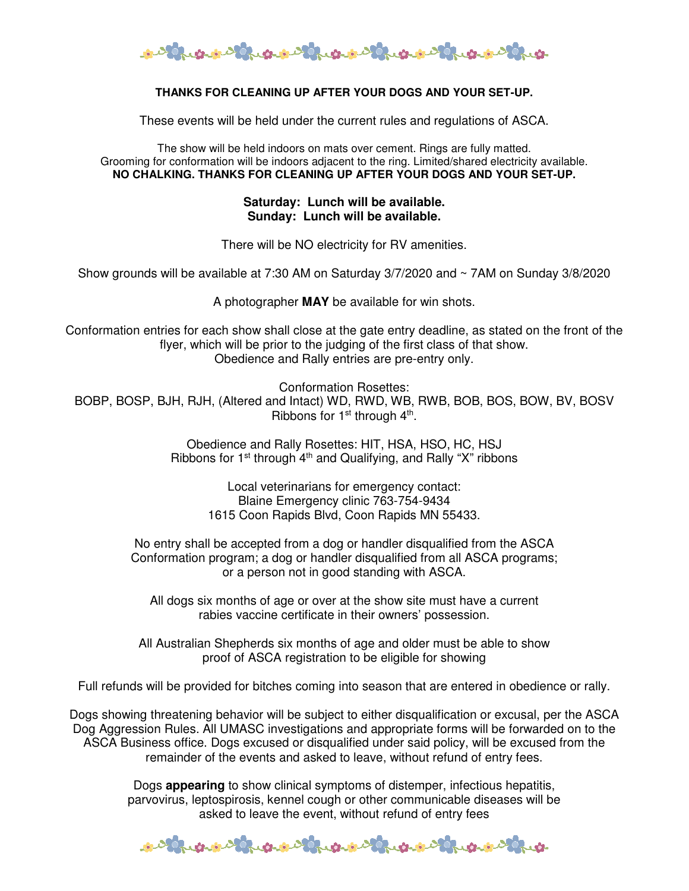**THANKS FOR CLEANING UP AFTER YOUR DOGS AND YOUR SET-UP.**

These events will be held under the current rules and regulations of ASCA.

The show will be held indoors on mats over cement. Rings are fully matted.
Grooming for conformation will be indoors adjacent to the ring. Limited/shared electricity available.
**NO CHALKING. THANKS FOR CLEANING UP AFTER YOUR DOGS AND YOUR SET-UP.**

**Saturday: Lunch will be available.**
**Sunday: Lunch will be available.**

There will be NO electricity for RV amenities.

Show grounds will be available at 7:30 AM on Saturday 3/7/2020 and ~ 7AM on Sunday 3/8/2020

A photographer **MAY** be available for win shots.

Conformation entries for each show shall close at the gate entry deadline, as stated on the front of the flyer, which will be prior to the judging of the first class of that show.
Obedience and Rally entries are pre-entry only.

Conformation Rosettes:
BOBP, BOSP, BJH, RJH, (Altered and Intact) WD, RWD, WB, RWB, BOB, BOS, BOW, BV, BOSV
Ribbons for 1st through 4th.

Obedience and Rally Rosettes: HIT, HSA, HSO, HC, HSJ
Ribbons for 1st through 4th and Qualifying, and Rally "X" ribbons

Local veterinarians for emergency contact:
Blaine Emergency clinic 763-754-9434
1615 Coon Rapids Blvd, Coon Rapids MN 55433.

No entry shall be accepted from a dog or handler disqualified from the ASCA Conformation program; a dog or handler disqualified from all ASCA programs; or a person not in good standing with ASCA.

All dogs six months of age or over at the show site must have a current rabies vaccine certificate in their owners' possession.

All Australian Shepherds six months of age and older must be able to show proof of ASCA registration to be eligible for showing

Full refunds will be provided for bitches coming into season that are entered in obedience or rally.

Dogs showing threatening behavior will be subject to either disqualification or excusal, per the ASCA Dog Aggression Rules. All UMASC investigations and appropriate forms will be forwarded on to the ASCA Business office. Dogs excused or disqualified under said policy, will be excused from the remainder of the events and asked to leave, without refund of entry fees.

Dogs **appearing** to show clinical symptoms of distemper, infectious hepatitis, parvovirus, leptospirosis, kennel cough or other communicable diseases will be asked to leave the event, without refund of entry fees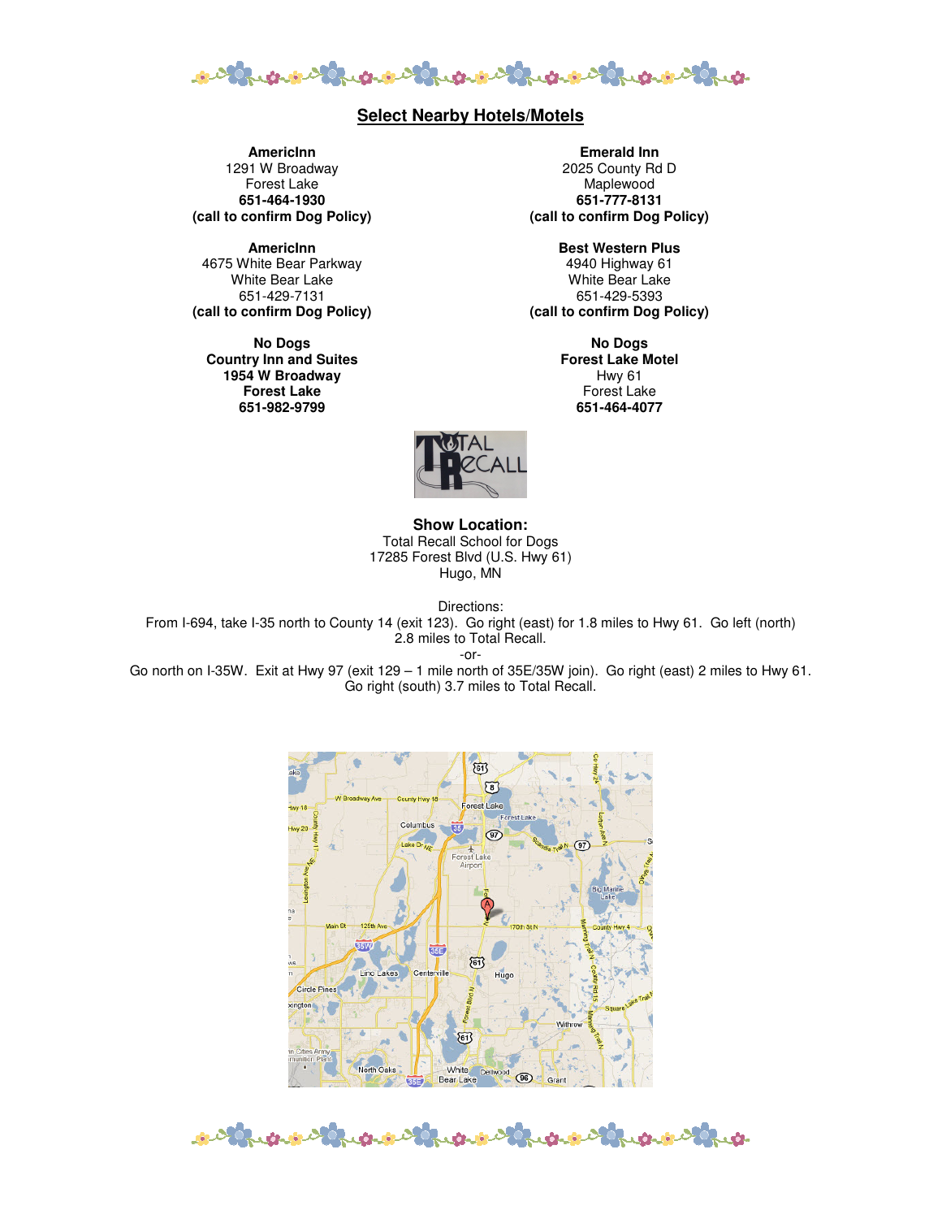## Select Nearby Hotels/Motels

**AmericInn**
1291 W Broadway
Forest Lake
**651-464-1930**
**(call to confirm Dog Policy)**

**AmericInn**
4675 White Bear Parkway
White Bear Lake
651-429-7131
**(call to confirm Dog Policy)**

**No Dogs**
**Country Inn and Suites**
**1954 W Broadway**
**Forest Lake**
**651-982-9799**

**Emerald Inn**
2025 County Rd D
Maplewood
**651-777-8131**
**(call to confirm Dog Policy)**

**Best Western Plus**
4940 Highway 61
White Bear Lake
651-429-5393
**(call to confirm Dog Policy)**

**No Dogs**
**Forest Lake Motel**
Hwy 61
Forest Lake
**651-464-4077**

**Show Location:**
Total Recall School for Dogs
17285 Forest Blvd (U.S. Hwy 61)
Hugo, MN

Directions:
From I-694, take I-35 north to County 14 (exit 123). Go right (east) for 1.8 miles to Hwy 61. Go left (north) 2.8 miles to Total Recall.
-or-
Go north on I-35W. Exit at Hwy 97 (exit 129 – 1 mile north of 35E/35W join). Go right (east) 2 miles to Hwy 61. Go right (south) 3.7 miles to Total Recall.